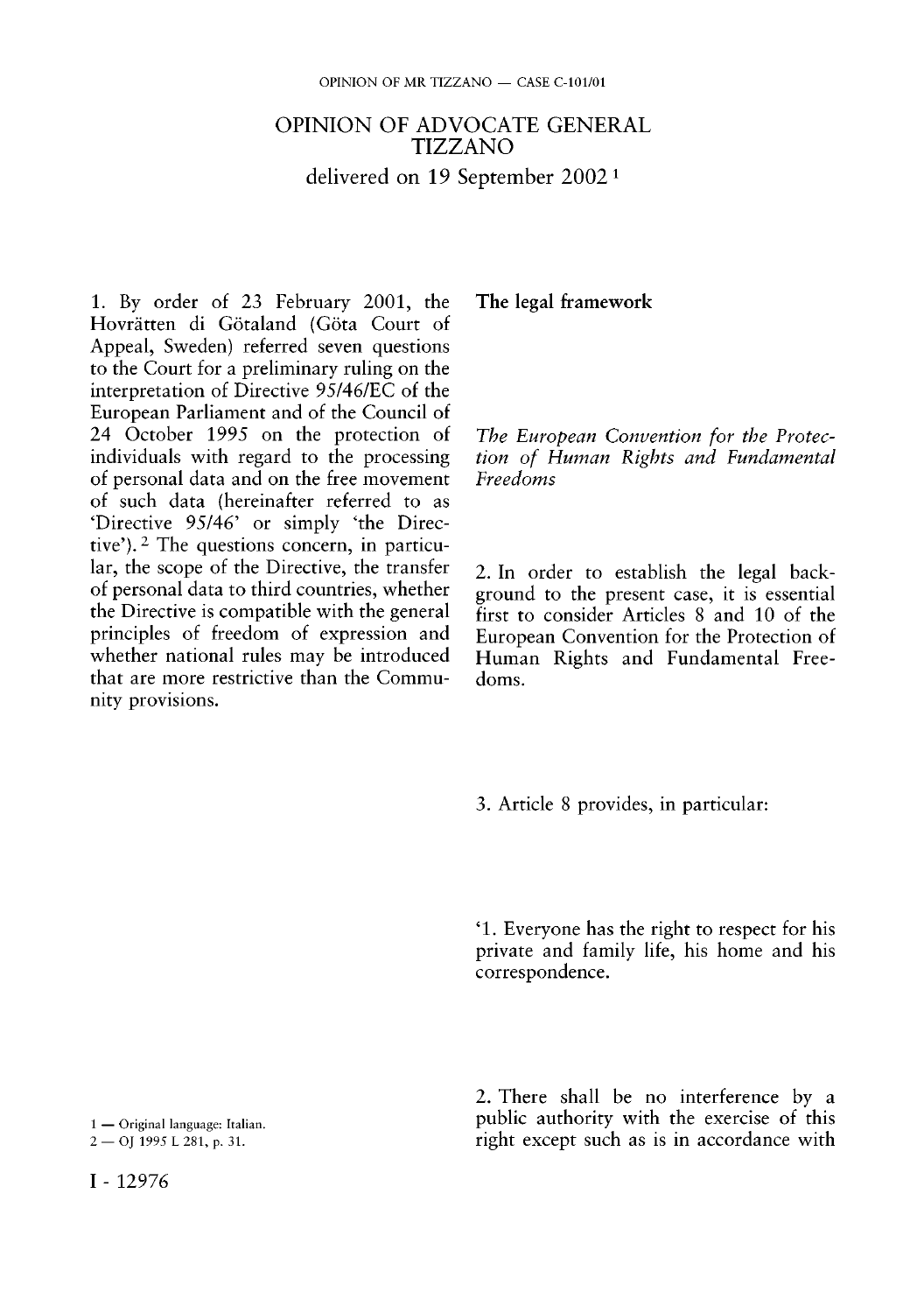# OPINION OF ADVOCATE GENERAL TIZZANO

delivered on 19 September 2002 [1]

1. By order of 23 February 2001, the Hovrätten di Götaland (Göta Court of Appeal, Sweden) referred seven questions to the Court for a preliminary ruling on the interpretation of Directive 95/46/EC of the European Parliament and of the Council of 24 October 1995 on the protection of individuals with regard to the processing of personal data and on the free movement of such data (hereinafter referred to as 'Directive 95/46' or simply 'the Directive'). [2] The questions concern, in particular, the scope of the Directive, the transfer of personal data to third countries, whether the Directive is compatible with the general principles of freedom of expression and whether national rules may be introduced that are more restrictive than the Community provisions.

## The legal framework

### *The European Convention for the Protection of Human Rights and Fundamental Freedoms*

2. In order to establish the legal background to the present case, it is essential first to consider Articles 8 and 10 of the European Convention for the Protection of Human Rights and Fundamental Freedoms.

3. Article 8 provides, in particular:

'1. Everyone has the right to respect for his private and family life, his home and his correspondence.

2. There shall be no interference by a public authority with the exercise of this right except such as is in accordance with

1 — Original language: Italian.

2 — OJ 1995 L 281, p. 31.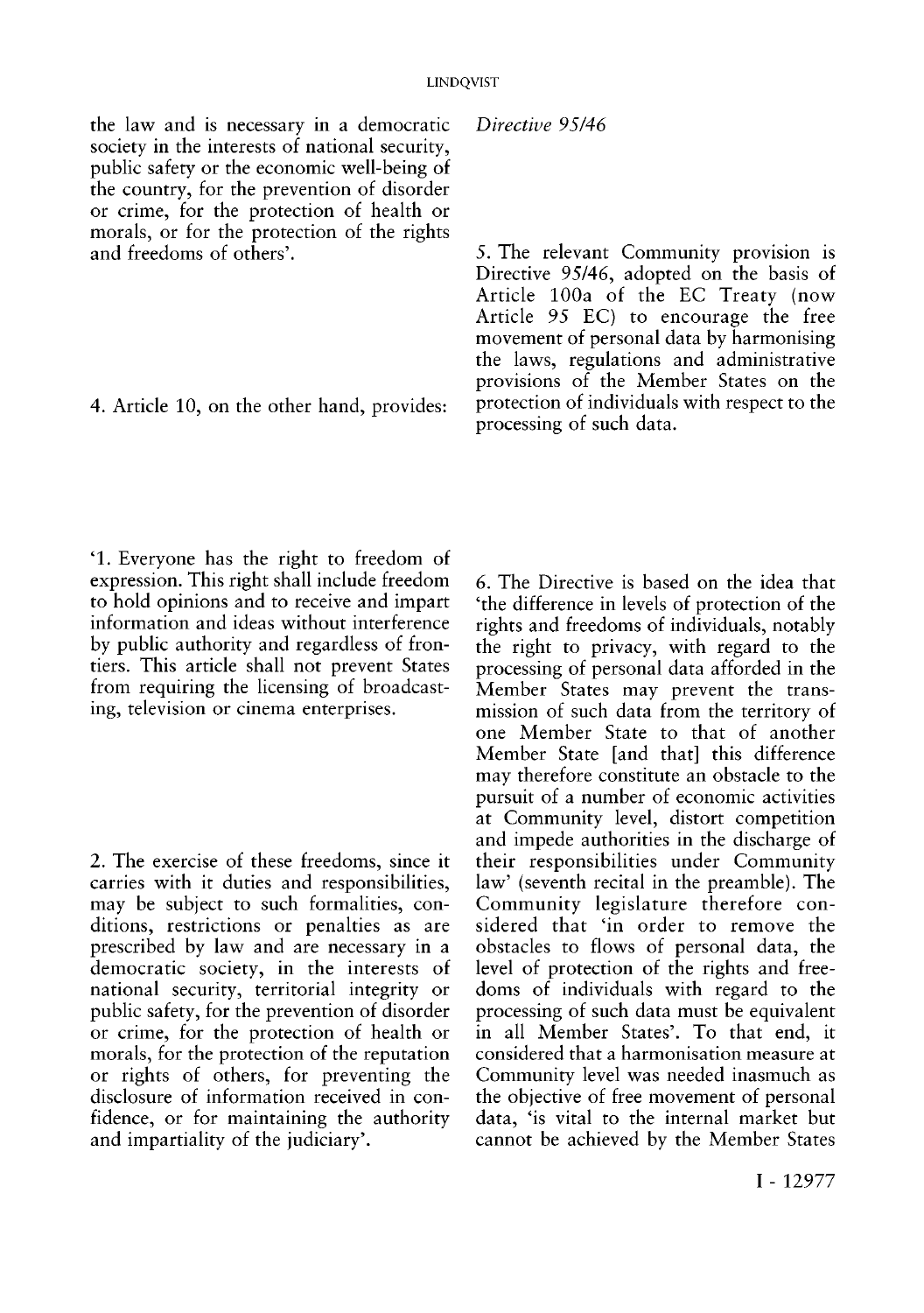the law and is necessary in a democratic society in the interests of national security, public safety or the economic well-being of the country, for the prevention of disorder or crime, for the protection of health or morals, or for the protection of the rights and freedoms of others'.

4. Article 10, on the other hand, provides:

'1. Everyone has the right to freedom of expression. This right shall include freedom to hold opinions and to receive and impart information and ideas without interference by public authority and regardless of frontiers. This article shall not prevent States from requiring the licensing of broadcasting, television or cinema enterprises.

2. The exercise of these freedoms, since it carries with it duties and responsibilities, may be subject to such formalities, conditions, restrictions or penalties as are prescribed by law and are necessary in a democratic society, in the interests of national security, territorial integrity or public safety, for the prevention of disorder or crime, for the protection of health or morals, for the protection of the reputation or rights of others, for preventing the disclosure of information received in confidence, or for maintaining the authority and impartiality of the judiciary'.

*Directive 95/46*

5. The relevant Community provision is Directive 95/46, adopted on the basis of Article 100a of the EC Treaty (now Article 95 EC) to encourage the free movement of personal data by harmonising the laws, regulations and administrative provisions of the Member States on the protection of individuals with respect to the processing of such data.

6. The Directive is based on the idea that 'the difference in levels of protection of the rights and freedoms of individuals, notably the right to privacy, with regard to the processing of personal data afforded in the Member States may prevent the transmission of such data from the territory of one Member State to that of another Member State [and that] this difference may therefore constitute an obstacle to the pursuit of a number of economic activities at Community level, distort competition and impede authorities in the discharge of their responsibilities under Community law' (seventh recital in the preamble). The Community legislature therefore considered that 'in order to remove the obstacles to flows of personal data, the level of protection of the rights and freedoms of individuals with regard to the processing of such data must be equivalent in all Member States'. To that end, it considered that a harmonisation measure at Community level was needed inasmuch as the objective of free movement of personal data, 'is vital to the internal market but cannot be achieved by the Member States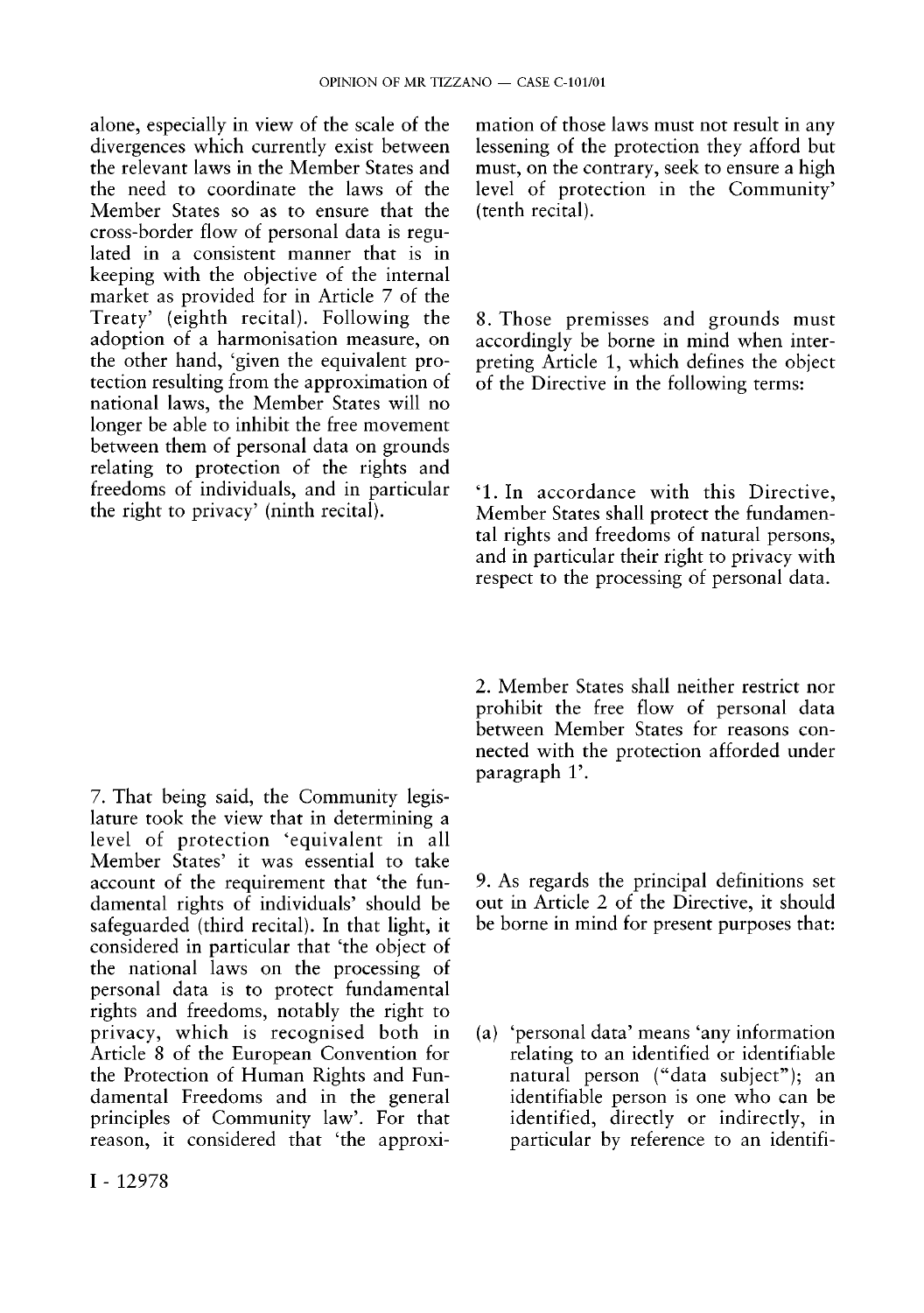alone, especially in view of the scale of the divergences which currently exist between the relevant laws in the Member States and the need to coordinate the laws of the Member States so as to ensure that the cross-border flow of personal data is regulated in a consistent manner that is in keeping with the objective of the internal market as provided for in Article 7 of the Treaty' (eighth recital). Following the adoption of a harmonisation measure, on the other hand, 'given the equivalent protection resulting from the approximation of national laws, the Member States will no longer be able to inhibit the free movement between them of personal data on grounds relating to protection of the rights and freedoms of individuals, and in particular the right to privacy' (ninth recital).

7. That being said, the Community legislature took the view that in determining a level of protection 'equivalent in all Member States' it was essential to take account of the requirement that 'the fundamental rights of individuals' should be safeguarded (third recital). In that light, it considered in particular that 'the object of the national laws on the processing of personal data is to protect fundamental rights and freedoms, notably the right to privacy, which is recognised both in Article 8 of the European Convention for the Protection of Human Rights and Fundamental Freedoms and in the general principles of Community law'. For that reason, it considered that 'the approximation of those laws must not result in any lessening of the protection they afford but must, on the contrary, seek to ensure a high level of protection in the Community' (tenth recital).

8. Those premisses and grounds must accordingly be borne in mind when interpreting Article 1, which defines the object of the Directive in the following terms:

'1. In accordance with this Directive, Member States shall protect the fundamental rights and freedoms of natural persons, and in particular their right to privacy with respect to the processing of personal data.

2. Member States shall neither restrict nor prohibit the free flow of personal data between Member States for reasons connected with the protection afforded under paragraph 1'.

9. As regards the principal definitions set out in Article 2 of the Directive, it should be borne in mind for present purposes that:

(a) 'personal data' means 'any information relating to an identified or identifiable natural person ("data subject"); an identifiable person is one who can be identified, directly or indirectly, in particular by reference to an identifi-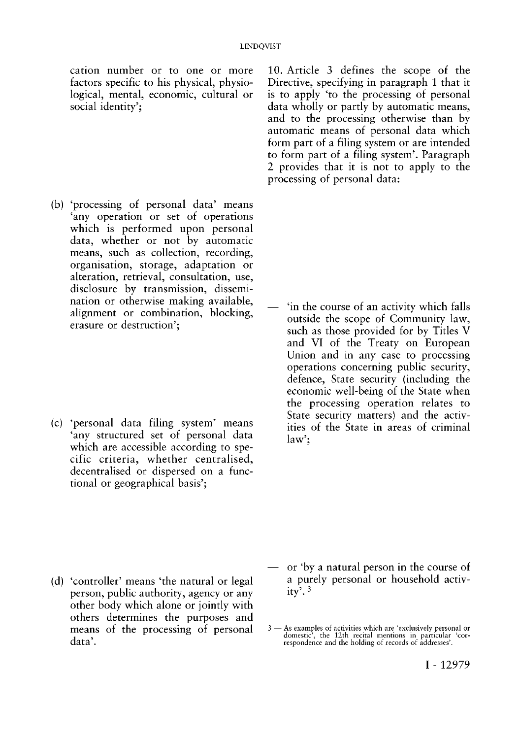cation number or to one or more factors specific to his physical, physiological, mental, economic, cultural or social identity';

(b) 'processing of personal data' means 'any operation or set of operations which is performed upon personal data, whether or not by automatic means, such as collection, recording, organisation, storage, adaptation or alteration, retrieval, consultation, use, disclosure by transmission, dissemination or otherwise making available, alignment or combination, blocking, erasure or destruction';

(c) 'personal data filing system' means 'any structured set of personal data which are accessible according to specific criteria, whether centralised, decentralised or dispersed on a functional or geographical basis';

(d) 'controller' means 'the natural or legal person, public authority, agency or any other body which alone or jointly with others determines the purposes and means of the processing of personal data'.

10. Article 3 defines the scope of the Directive, specifying in paragraph 1 that it is to apply 'to the processing of personal data wholly or partly by automatic means, and to the processing otherwise than by automatic means of personal data which form part of a filing system or are intended to form part of a filing system'. Paragraph 2 provides that it is not to apply to the processing of personal data:

— 'in the course of an activity which falls outside the scope of Community law, such as those provided for by Titles V and VI of the Treaty on European Union and in any case to processing operations concerning public security, defence, State security (including the economic well-being of the State when the processing operation relates to State security matters) and the activities of the State in areas of criminal law';

— or 'by a natural person in the course of a purely personal or household activity'. [3]

3 — As examples of activities which are 'exclusively personal or domestic', the 12th recital mentions in particular 'correspondence and the holding of records of addresses'.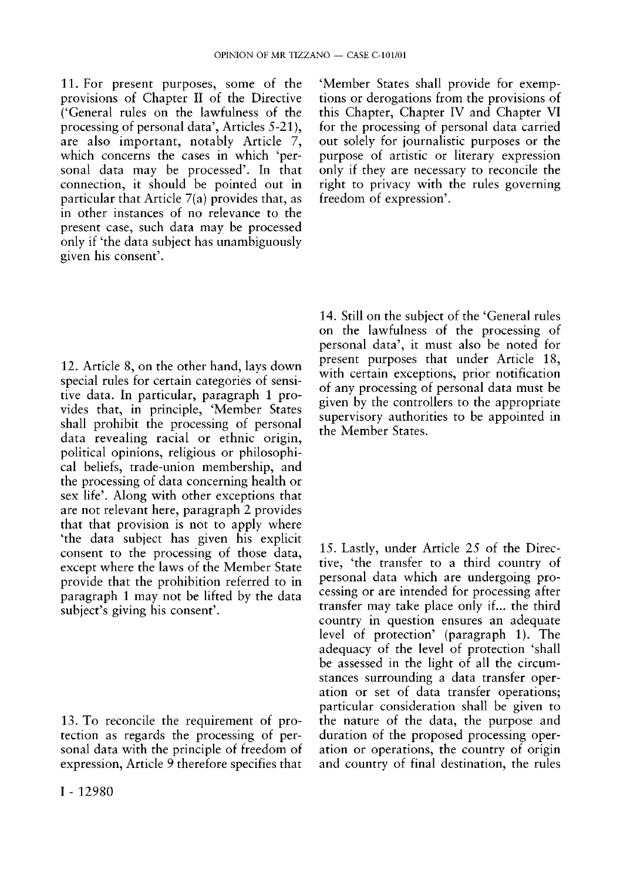11. For present purposes, some of the provisions of Chapter II of the Directive ('General rules on the lawfulness of the processing of personal data', Articles 5-21), are also important, notably Article 7, which concerns the cases in which 'personal data may be processed'. In that connection, it should be pointed out in particular that Article 7(a) provides that, as in other instances of no relevance to the present case, such data may be processed only if 'the data subject has unambiguously given his consent'.

12. Article 8, on the other hand, lays down special rules for certain categories of sensitive data. In particular, paragraph 1 provides that, in principle, 'Member States shall prohibit the processing of personal data revealing racial or ethnic origin, political opinions, religious or philosophical beliefs, trade-union membership, and the processing of data concerning health or sex life'. Along with other exceptions that are not relevant here, paragraph 2 provides that that provision is not to apply where 'the data subject has given his explicit consent to the processing of those data, except where the laws of the Member State provide that the prohibition referred to in paragraph 1 may not be lifted by the data subject's giving his consent'.

13. To reconcile the requirement of protection as regards the processing of personal data with the principle of freedom of expression, Article 9 therefore specifies that 'Member States shall provide for exemptions or derogations from the provisions of this Chapter, Chapter IV and Chapter VI for the processing of personal data carried out solely for journalistic purposes or the purpose of artistic or literary expression only if they are necessary to reconcile the right to privacy with the rules governing freedom of expression'.

14. Still on the subject of the 'General rules on the lawfulness of the processing of personal data', it must also be noted for present purposes that under Article 18, with certain exceptions, prior notification of any processing of personal data must be given by the controllers to the appropriate supervisory authorities to be appointed in the Member States.

15. Lastly, under Article 25 of the Directive, 'the transfer to a third country of personal data which are undergoing processing or are intended for processing after transfer may take place only if... the third country in question ensures an adequate level of protection' (paragraph 1). The adequacy of the level of protection 'shall be assessed in the light of all the circumstances surrounding a data transfer operation or set of data transfer operations; particular consideration shall be given to the nature of the data, the purpose and duration of the proposed processing operation or operations, the country of origin and country of final destination, the rules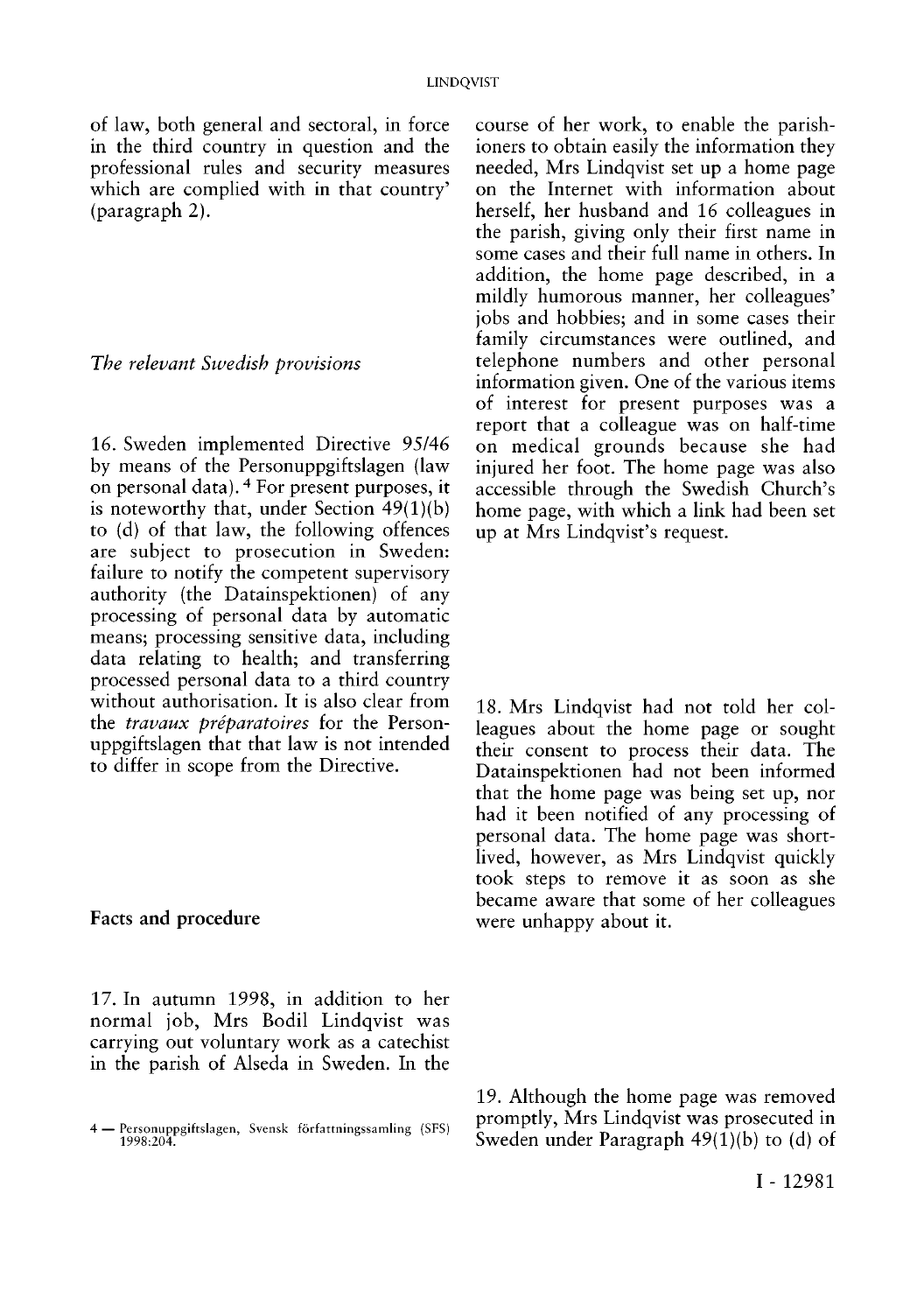of law, both general and sectoral, in force in the third country in question and the professional rules and security measures which are complied with in that country' (paragraph 2).

*The relevant Swedish provisions*

16. Sweden implemented Directive 95/46 by means of the Personuppgiftslagen (law on personal data).[4] For present purposes, it is noteworthy that, under Section 49(1)(b) to (d) of that law, the following offences are subject to prosecution in Sweden: failure to notify the competent supervisory authority (the Datainspektionen) of any processing of personal data by automatic means; processing sensitive data, including data relating to health; and transferring processed personal data to a third country without authorisation. It is also clear from the *travaux préparatoires* for the Personuppgiftslagen that that law is not intended to differ in scope from the Directive.

**Facts and procedure**

17. In autumn 1998, in addition to her normal job, Mrs Bodil Lindqvist was carrying out voluntary work as a catechist in the parish of Alseda in Sweden. In the course of her work, to enable the parishioners to obtain easily the information they needed, Mrs Lindqvist set up a home page on the Internet with information about herself, her husband and 16 colleagues in the parish, giving only their first name in some cases and their full name in others. In addition, the home page described, in a mildly humorous manner, her colleagues' jobs and hobbies; and in some cases their family circumstances were outlined, and telephone numbers and other personal information given. One of the various items of interest for present purposes was a report that a colleague was on half-time on medical grounds because she had injured her foot. The home page was also accessible through the Swedish Church's home page, with which a link had been set up at Mrs Lindqvist's request.

18. Mrs Lindqvist had not told her colleagues about the home page or sought their consent to process their data. The Datainspektionen had not been informed that the home page was being set up, nor had it been notified of any processing of personal data. The home page was short-lived, however, as Mrs Lindqvist quickly took steps to remove it as soon as she became aware that some of her colleagues were unhappy about it.

19. Although the home page was removed promptly, Mrs Lindqvist was prosecuted in Sweden under Paragraph 49(1)(b) to (d) of

4 — Personuppgiftslagen, Svensk författningssamling (SFS) 1998:204.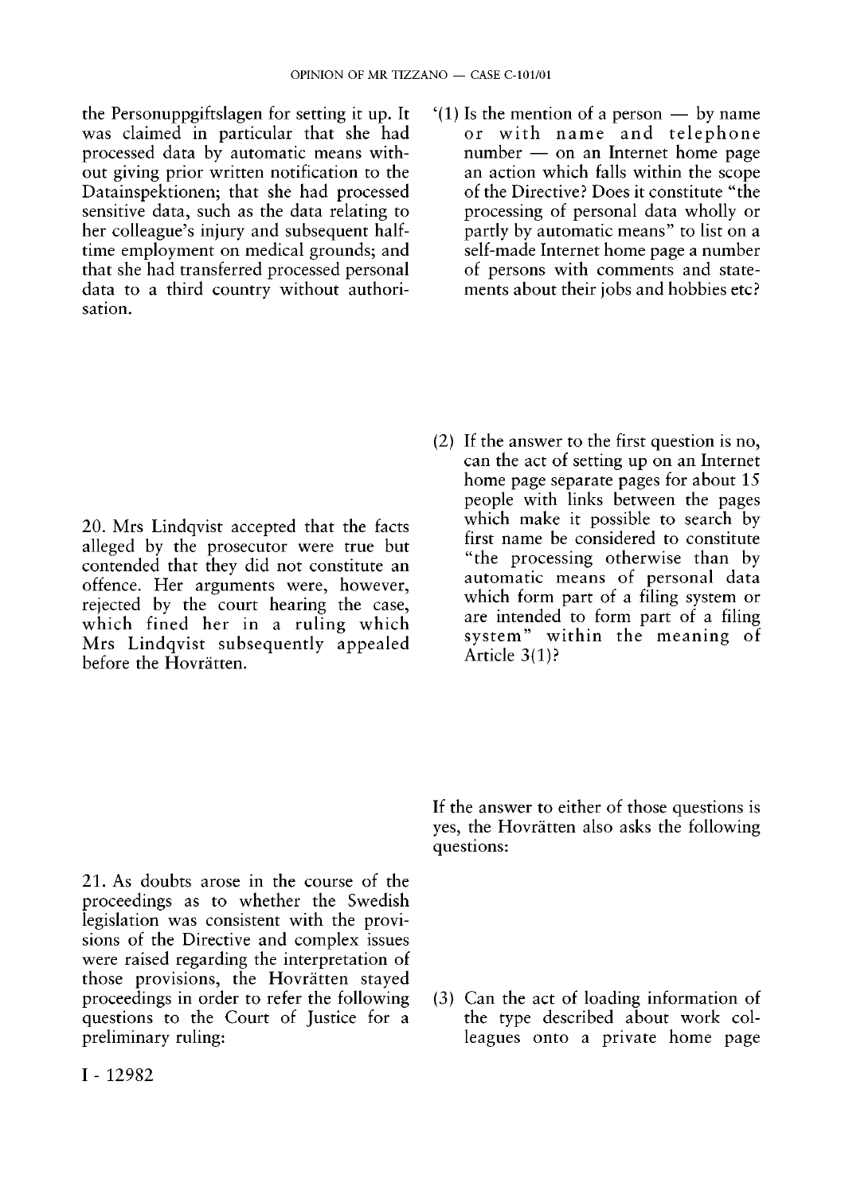the Personuppgiftslagen for setting it up. It was claimed in particular that she had processed data by automatic means without giving prior written notification to the Datainspektionen; that she had processed sensitive data, such as the data relating to her colleague's injury and subsequent half-time employment on medical grounds; and that she had transferred processed personal data to a third country without authorisation.

20. Mrs Lindqvist accepted that the facts alleged by the prosecutor were true but contended that they did not constitute an offence. Her arguments were, however, rejected by the court hearing the case, which fined her in a ruling which Mrs Lindqvist subsequently appealed before the Hovrätten.

21. As doubts arose in the course of the proceedings as to whether the Swedish legislation was consistent with the provisions of the Directive and complex issues were raised regarding the interpretation of those provisions, the Hovrätten stayed proceedings in order to refer the following questions to the Court of Justice for a preliminary ruling:

'(1) Is the mention of a person — by name or with name and telephone number — on an Internet home page an action which falls within the scope of the Directive? Does it constitute "the processing of personal data wholly or partly by automatic means" to list on a self-made Internet home page a number of persons with comments and statements about their jobs and hobbies etc?

(2) If the answer to the first question is no, can the act of setting up on an Internet home page separate pages for about 15 people with links between the pages which make it possible to search by first name be considered to constitute "the processing otherwise than by automatic means of personal data which form part of a filing system or are intended to form part of a filing system" within the meaning of Article 3(1)?

If the answer to either of those questions is yes, the Hovrätten also asks the following questions:

(3) Can the act of loading information of the type described about work colleagues onto a private home page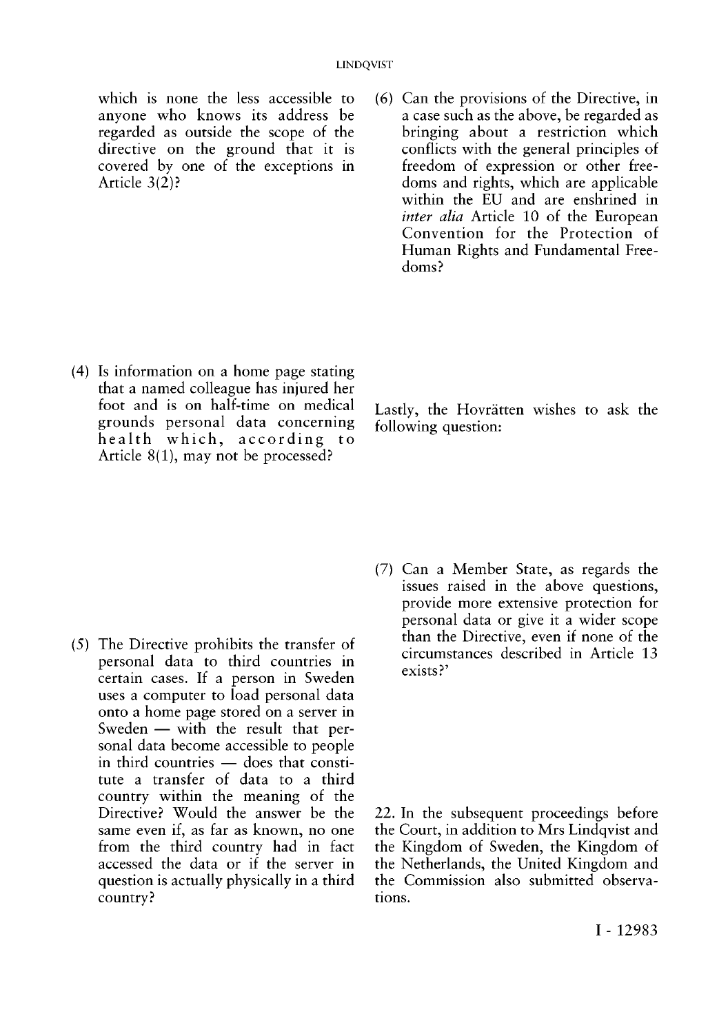which is none the less accessible to anyone who knows its address be regarded as outside the scope of the directive on the ground that it is covered by one of the exceptions in Article 3(2)?

(4) Is information on a home page stating that a named colleague has injured her foot and is on half-time on medical grounds personal data concerning health which, according to Article 8(1), may not be processed?

(5) The Directive prohibits the transfer of personal data to third countries in certain cases. If a person in Sweden uses a computer to load personal data onto a home page stored on a server in Sweden — with the result that personal data become accessible to people in third countries — does that constitute a transfer of data to a third country within the meaning of the Directive? Would the answer be the same even if, as far as known, no one from the third country had in fact accessed the data or if the server in question is actually physically in a third country?

(6) Can the provisions of the Directive, in a case such as the above, be regarded as bringing about a restriction which conflicts with the general principles of freedom of expression or other freedoms and rights, which are applicable within the EU and are enshrined in *inter alia* Article 10 of the European Convention for the Protection of Human Rights and Fundamental Freedoms?

Lastly, the Hovrätten wishes to ask the following question:

(7) Can a Member State, as regards the issues raised in the above questions, provide more extensive protection for personal data or give it a wider scope than the Directive, even if none of the circumstances described in Article 13 exists?'

22. In the subsequent proceedings before the Court, in addition to Mrs Lindqvist and the Kingdom of Sweden, the Kingdom of the Netherlands, the United Kingdom and the Commission also submitted observations.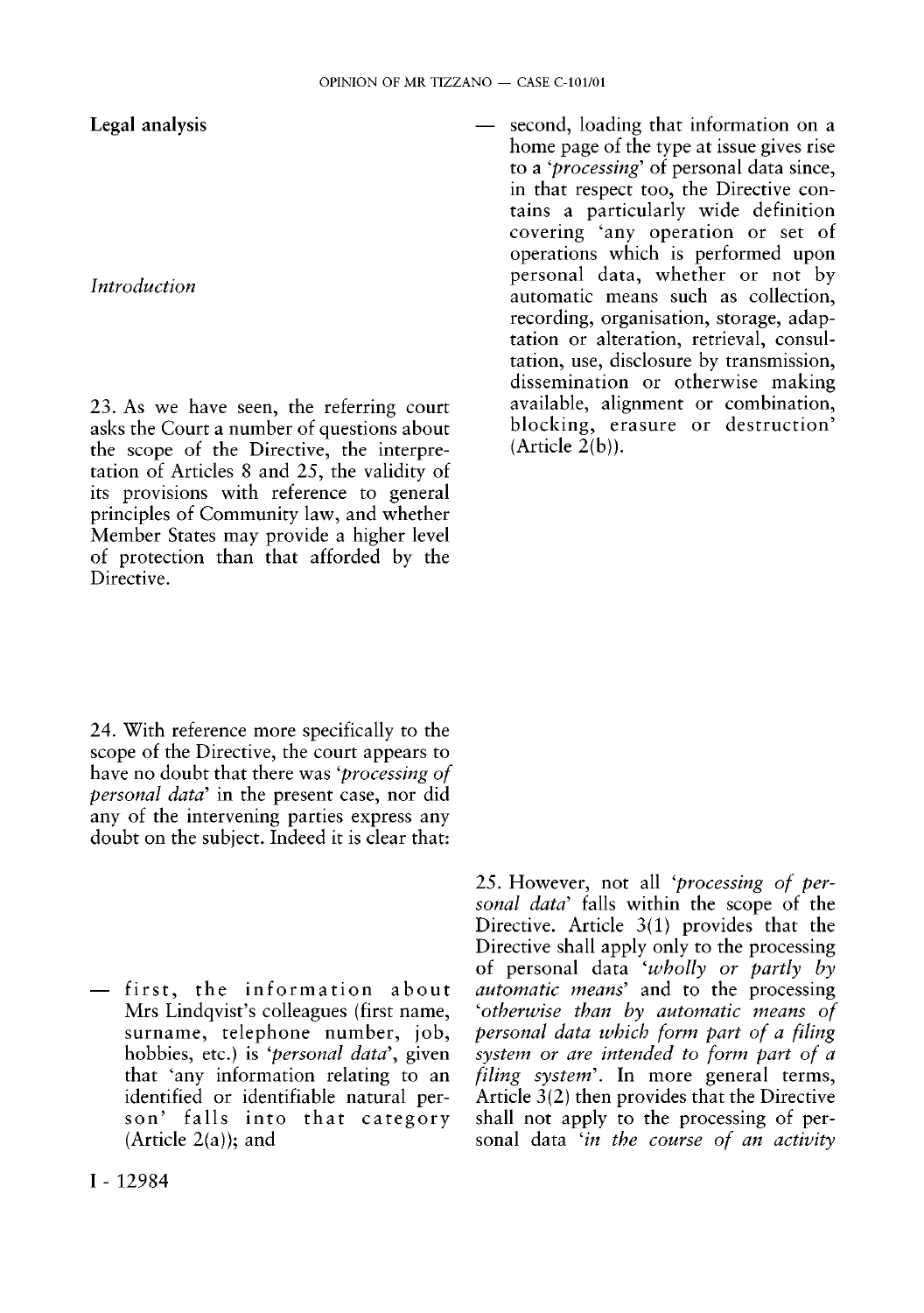## Legal analysis

*Introduction*

23. As we have seen, the referring court asks the Court a number of questions about the scope of the Directive, the interpretation of Articles 8 and 25, the validity of its provisions with reference to general principles of Community law, and whether Member States may provide a higher level of protection than that afforded by the Directive.

24. With reference more specifically to the scope of the Directive, the court appears to have no doubt that there was '*processing of personal data*' in the present case, nor did any of the intervening parties express any doubt on the subject. Indeed it is clear that:

— first, the information about Mrs Lindqvist's colleagues (first name, surname, telephone number, job, hobbies, etc.) is '*personal data*', given that 'any information relating to an identified or identifiable natural person' falls into that category (Article 2(a)); and

— second, loading that information on a home page of the type at issue gives rise to a '*processing*' of personal data since, in that respect too, the Directive contains a particularly wide definition covering 'any operation or set of operations which is performed upon personal data, whether or not by automatic means such as collection, recording, organisation, storage, adaptation or alteration, retrieval, consultation, use, disclosure by transmission, dissemination or otherwise making available, alignment or combination, blocking, erasure or destruction' (Article 2(b)).

25. However, not all '*processing of personal data*' falls within the scope of the Directive. Article 3(1) provides that the Directive shall apply only to the processing of personal data '*wholly or partly by automatic means*' and to the processing '*otherwise than by automatic means of personal data which form part of a filing system or are intended to form part of a filing system*'. In more general terms, Article 3(2) then provides that the Directive shall not apply to the processing of personal data '*in the course of an activity*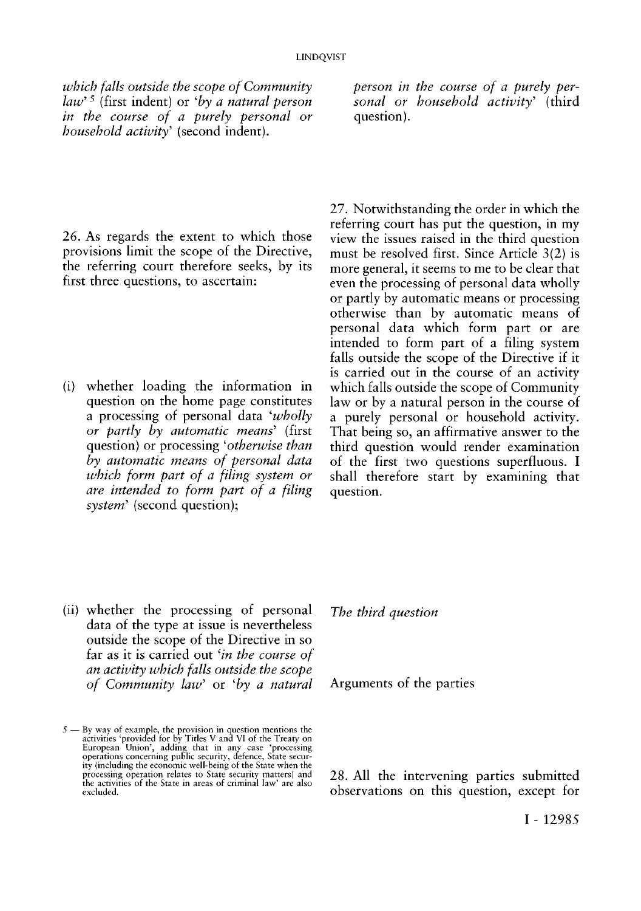*which falls outside the scope of Community law*' [5] (first indent) or '*by a natural person in the course of a purely personal or household activity*' (second indent).

26. As regards the extent to which those provisions limit the scope of the Directive, the referring court therefore seeks, by its first three questions, to ascertain:

(i) whether loading the information in question on the home page constitutes a processing of personal data '*wholly or partly by automatic means*' (first question) or processing '*otherwise than by automatic means of personal data which form part of a filing system or are intended to form part of a filing system*' (second question);

(ii) whether the processing of personal data of the type at issue is nevertheless outside the scope of the Directive in so far as it is carried out '*in the course of an activity which falls outside the scope of Community law*' or '*by a natural person in the course of a purely personal or household activity*' (third question).

27. Notwithstanding the order in which the referring court has put the question, in my view the issues raised in the third question must be resolved first. Since Article 3(2) is more general, it seems to me to be clear that even the processing of personal data wholly or partly by automatic means or processing otherwise than by automatic means of personal data which form part or are intended to form part of a filing system falls outside the scope of the Directive if it is carried out in the course of an activity which falls outside the scope of Community law or by a natural person in the course of a purely personal or household activity. That being so, an affirmative answer to the third question would render examination of the first two questions superfluous. I shall therefore start by examining that question.

*The third question*

Arguments of the parties

28. All the intervening parties submitted observations on this question, except for

5 — By way of example, the provision in question mentions the activities 'provided for by Titles V and VI of the Treaty on European Union', adding that in any case 'processing operations concerning public security, defence, State security (including the economic well-being of the State when the processing operation relates to State security matters) and the activities of the State in areas of criminal law' are also excluded.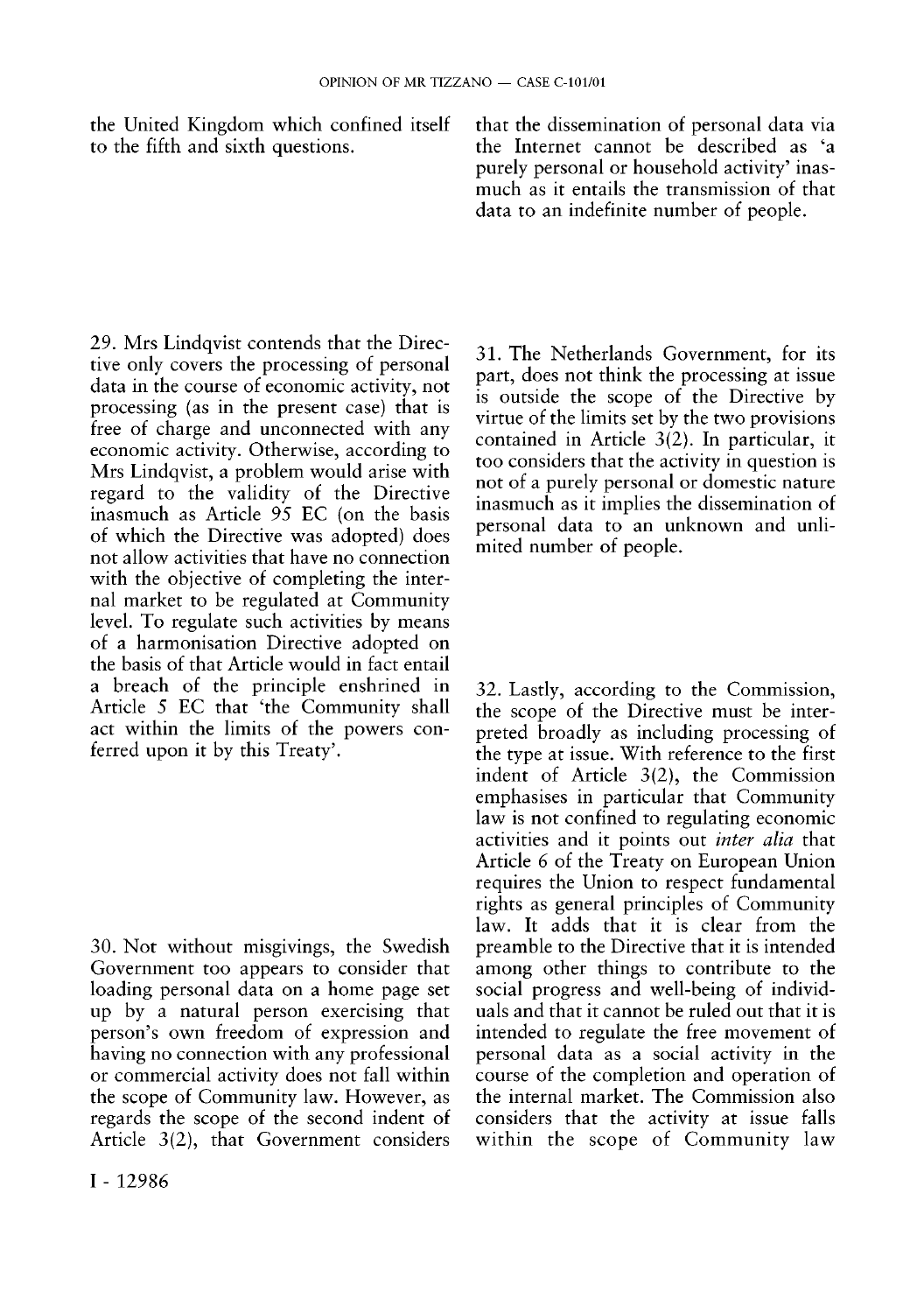the United Kingdom which confined itself to the fifth and sixth questions.

29. Mrs Lindqvist contends that the Directive only covers the processing of personal data in the course of economic activity, not processing (as in the present case) that is free of charge and unconnected with any economic activity. Otherwise, according to Mrs Lindqvist, a problem would arise with regard to the validity of the Directive inasmuch as Article 95 EC (on the basis of which the Directive was adopted) does not allow activities that have no connection with the objective of completing the internal market to be regulated at Community level. To regulate such activities by means of a harmonisation Directive adopted on the basis of that Article would in fact entail a breach of the principle enshrined in Article 5 EC that 'the Community shall act within the limits of the powers conferred upon it by this Treaty'.

30. Not without misgivings, the Swedish Government too appears to consider that loading personal data on a home page set up by a natural person exercising that person's own freedom of expression and having no connection with any professional or commercial activity does not fall within the scope of Community law. However, as regards the scope of the second indent of Article 3(2), that Government considers that the dissemination of personal data via the Internet cannot be described as 'a purely personal or household activity' inasmuch as it entails the transmission of that data to an indefinite number of people.

31. The Netherlands Government, for its part, does not think the processing at issue is outside the scope of the Directive by virtue of the limits set by the two provisions contained in Article 3(2). In particular, it too considers that the activity in question is not of a purely personal or domestic nature inasmuch as it implies the dissemination of personal data to an unknown and unlimited number of people.

32. Lastly, according to the Commission, the scope of the Directive must be interpreted broadly as including processing of the type at issue. With reference to the first indent of Article 3(2), the Commission emphasises in particular that Community law is not confined to regulating economic activities and it points out *inter alia* that Article 6 of the Treaty on European Union requires the Union to respect fundamental rights as general principles of Community law. It adds that it is clear from the preamble to the Directive that it is intended among other things to contribute to the social progress and well-being of individuals and that it cannot be ruled out that it is intended to regulate the free movement of personal data as a social activity in the course of the completion and operation of the internal market. The Commission also considers that the activity at issue falls within the scope of Community law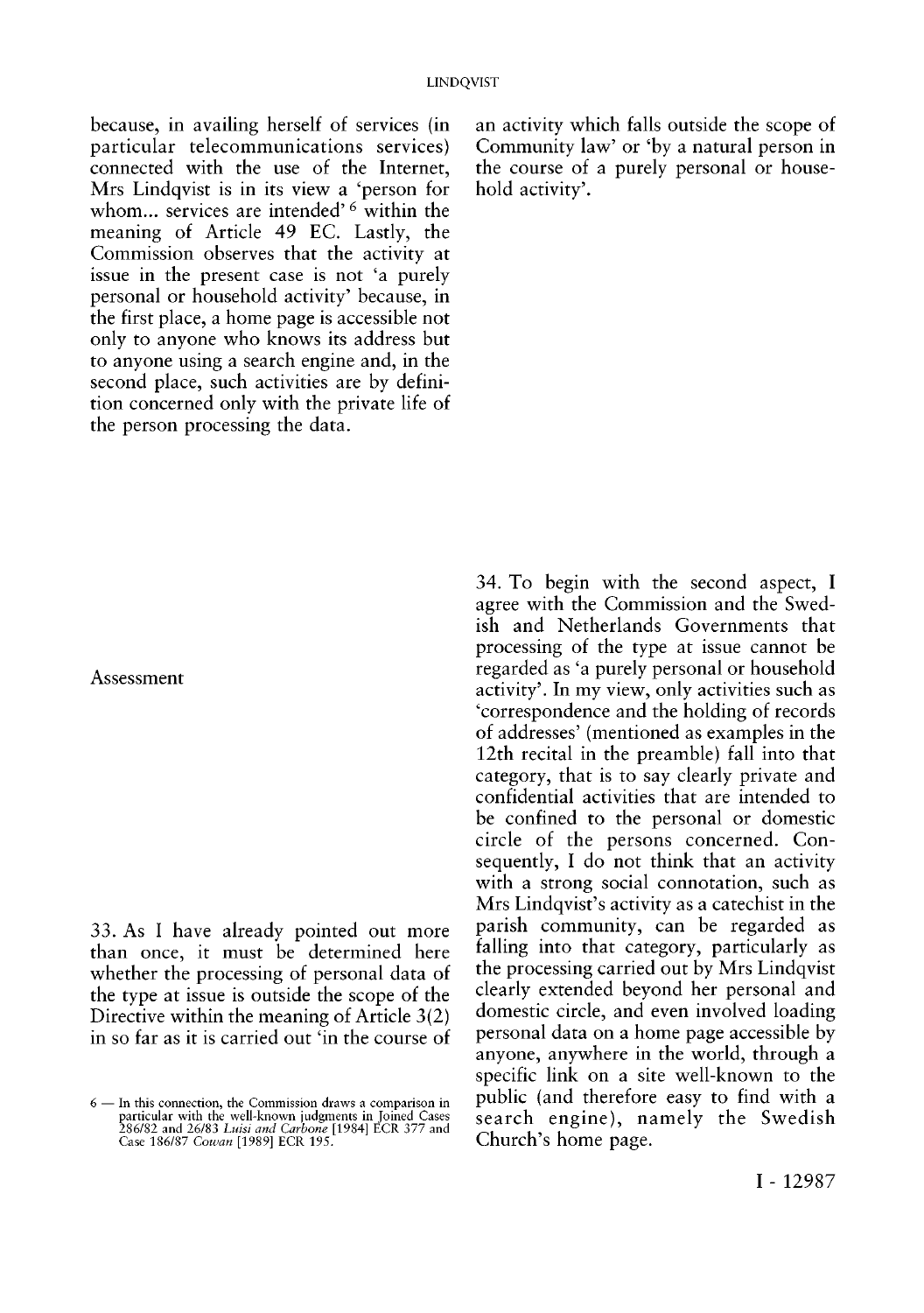because, in availing herself of services (in particular telecommunications services) connected with the use of the Internet, Mrs Lindqvist is in its view a 'person for whom... services are intended' [6] within the meaning of Article 49 EC. Lastly, the Commission observes that the activity at issue in the present case is not 'a purely personal or household activity' because, in the first place, a home page is accessible not only to anyone who knows its address but to anyone using a search engine and, in the second place, such activities are by definition concerned only with the private life of the person processing the data.

## Assessment

33. As I have already pointed out more than once, it must be determined here whether the processing of personal data of the type at issue is outside the scope of the Directive within the meaning of Article 3(2) in so far as it is carried out 'in the course of an activity which falls outside the scope of Community law' or 'by a natural person in the course of a purely personal or household activity'.

34. To begin with the second aspect, I agree with the Commission and the Swedish and Netherlands Governments that processing of the type at issue cannot be regarded as 'a purely personal or household activity'. In my view, only activities such as 'correspondence and the holding of records of addresses' (mentioned as examples in the 12th recital in the preamble) fall into that category, that is to say clearly private and confidential activities that are intended to be confined to the personal or domestic circle of the persons concerned. Consequently, I do not think that an activity with a strong social connotation, such as Mrs Lindqvist's activity as a catechist in the parish community, can be regarded as falling into that category, particularly as the processing carried out by Mrs Lindqvist clearly extended beyond her personal and domestic circle, and even involved loading personal data on a home page accessible by anyone, anywhere in the world, through a specific link on a site well-known to the public (and therefore easy to find with a search engine), namely the Swedish Church's home page.

6 — In this connection, the Commission draws a comparison in particular with the well-known judgments in Joined Cases 286/82 and 26/83 *Luisi and Carbone* [1984] ECR 377 and Case 186/87 *Cowan* [1989] ECR 195.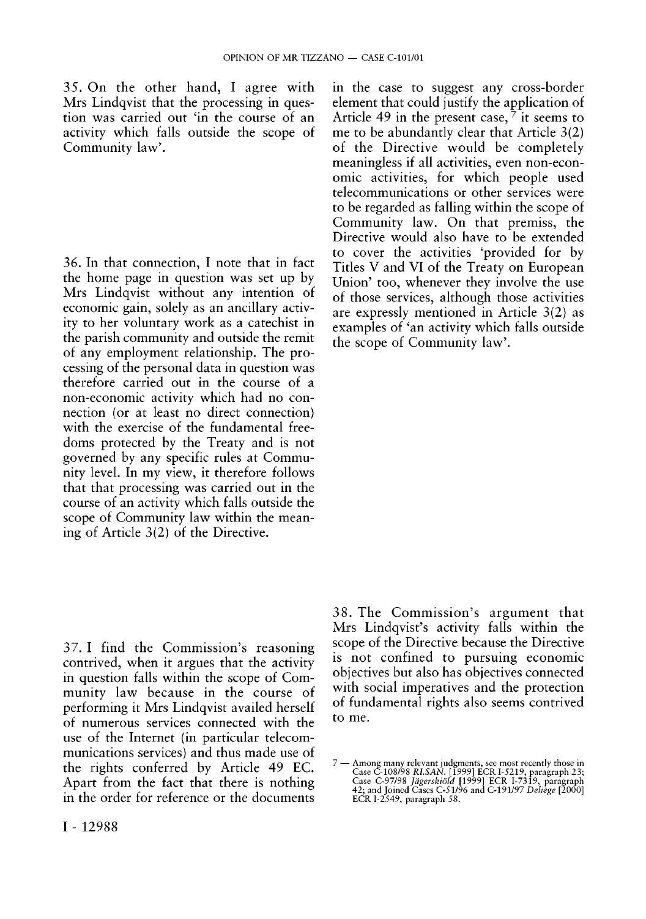35. On the other hand, I agree with Mrs Lindqvist that the processing in question was carried out 'in the course of an activity which falls outside the scope of Community law'.

36. In that connection, I note that in fact the home page in question was set up by Mrs Lindqvist without any intention of economic gain, solely as an ancillary activity to her voluntary work as a catechist in the parish community and outside the remit of any employment relationship. The processing of the personal data in question was therefore carried out in the course of a non-economic activity which had no connection (or at least no direct connection) with the exercise of the fundamental freedoms protected by the Treaty and is not governed by any specific rules at Community level. In my view, it therefore follows that that processing was carried out in the course of an activity which falls outside the scope of Community law within the meaning of Article 3(2) of the Directive.

37. I find the Commission's reasoning contrived, when it argues that the activity in question falls within the scope of Community law because in the course of performing it Mrs Lindqvist availed herself of numerous services connected with the use of the Internet (in particular telecommunications services) and thus made use of the rights conferred by Article 49 EC. Apart from the fact that there is nothing in the order for reference or the documents in the case to suggest any cross-border element that could justify the application of Article 49 in the present case,[7] it seems to me to be abundantly clear that Article 3(2) of the Directive would be completely meaningless if all activities, even non-economic activities, for which people used telecommunications or other services were to be regarded as falling within the scope of Community law. On that premiss, the Directive would also have to be extended to cover the activities 'provided for by Titles V and VI of the Treaty on European Union' too, whenever they involve the use of those services, although those activities are expressly mentioned in Article 3(2) as examples of 'an activity which falls outside the scope of Community law'.

38. The Commission's argument that Mrs Lindqvist's activity falls within the scope of the Directive because the Directive is not confined to pursuing economic objectives but also has objectives connected with social imperatives and the protection of fundamental rights also seems contrived to me.

7 — Among many relevant judgments, see most recently those in Case C-108/98 *RI.SAN.* [1999] ECR I-5219, paragraph 23; Case C-97/98 *Jägerskiöld* [1999] ECR I-7319, paragraph 42; and Joined Cases C-51/96 and C-191/97 *Deliège* [2000] ECR I-2549, paragraph 58.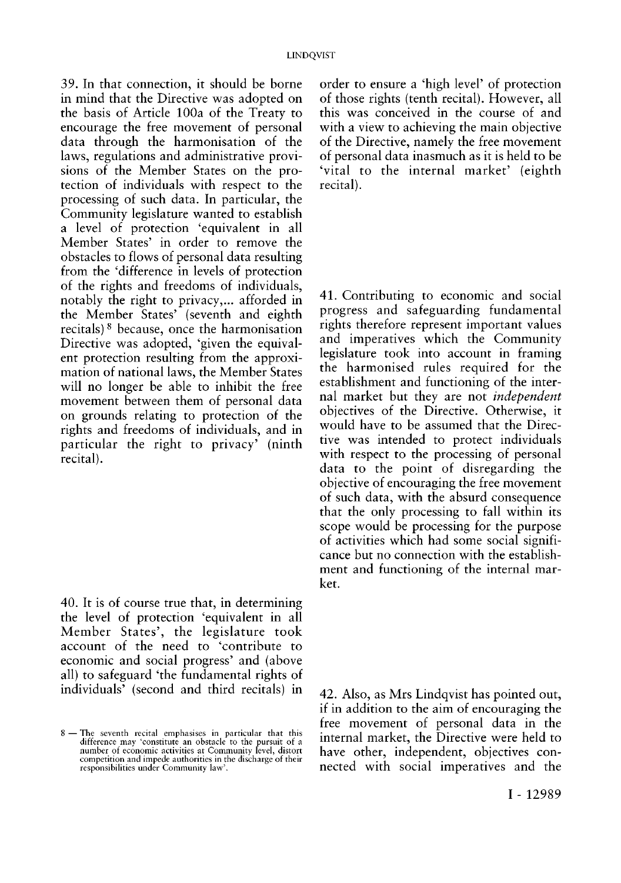39. In that connection, it should be borne in mind that the Directive was adopted on the basis of Article 100a of the Treaty to encourage the free movement of personal data through the harmonisation of the laws, regulations and administrative provisions of the Member States on the protection of individuals with respect to the processing of such data. In particular, the Community legislature wanted to establish a level of protection 'equivalent in all Member States' in order to remove the obstacles to flows of personal data resulting from the 'difference in levels of protection of the rights and freedoms of individuals, notably the right to privacy,... afforded in the Member States' (seventh and eighth recitals) [8] because, once the harmonisation Directive was adopted, 'given the equivalent protection resulting from the approximation of national laws, the Member States will no longer be able to inhibit the free movement between them of personal data on grounds relating to protection of the rights and freedoms of individuals, and in particular the right to privacy' (ninth recital).

40. It is of course true that, in determining the level of protection 'equivalent in all Member States', the legislature took account of the need to 'contribute to economic and social progress' and (above all) to safeguard 'the fundamental rights of individuals' (second and third recitals) in order to ensure a 'high level' of protection of those rights (tenth recital). However, all this was conceived in the course of and with a view to achieving the main objective of the Directive, namely the free movement of personal data inasmuch as it is held to be 'vital to the internal market' (eighth recital).

41. Contributing to economic and social progress and safeguarding fundamental rights therefore represent important values and imperatives which the Community legislature took into account in framing the harmonised rules required for the establishment and functioning of the internal market but they are not *independent* objectives of the Directive. Otherwise, it would have to be assumed that the Directive was intended to protect individuals with respect to the processing of personal data to the point of disregarding the objective of encouraging the free movement of such data, with the absurd consequence that the only processing to fall within its scope would be processing for the purpose of activities which had some social significance but no connection with the establishment and functioning of the internal market.

42. Also, as Mrs Lindqvist has pointed out, if in addition to the aim of encouraging the free movement of personal data in the internal market, the Directive were held to have other, independent, objectives connected with social imperatives and the

8 — The seventh recital emphasises in particular that this difference may 'constitute an obstacle to the pursuit of a number of economic activities at Community level, distort competition and impede authorities in the discharge of their responsibilities under Community law'.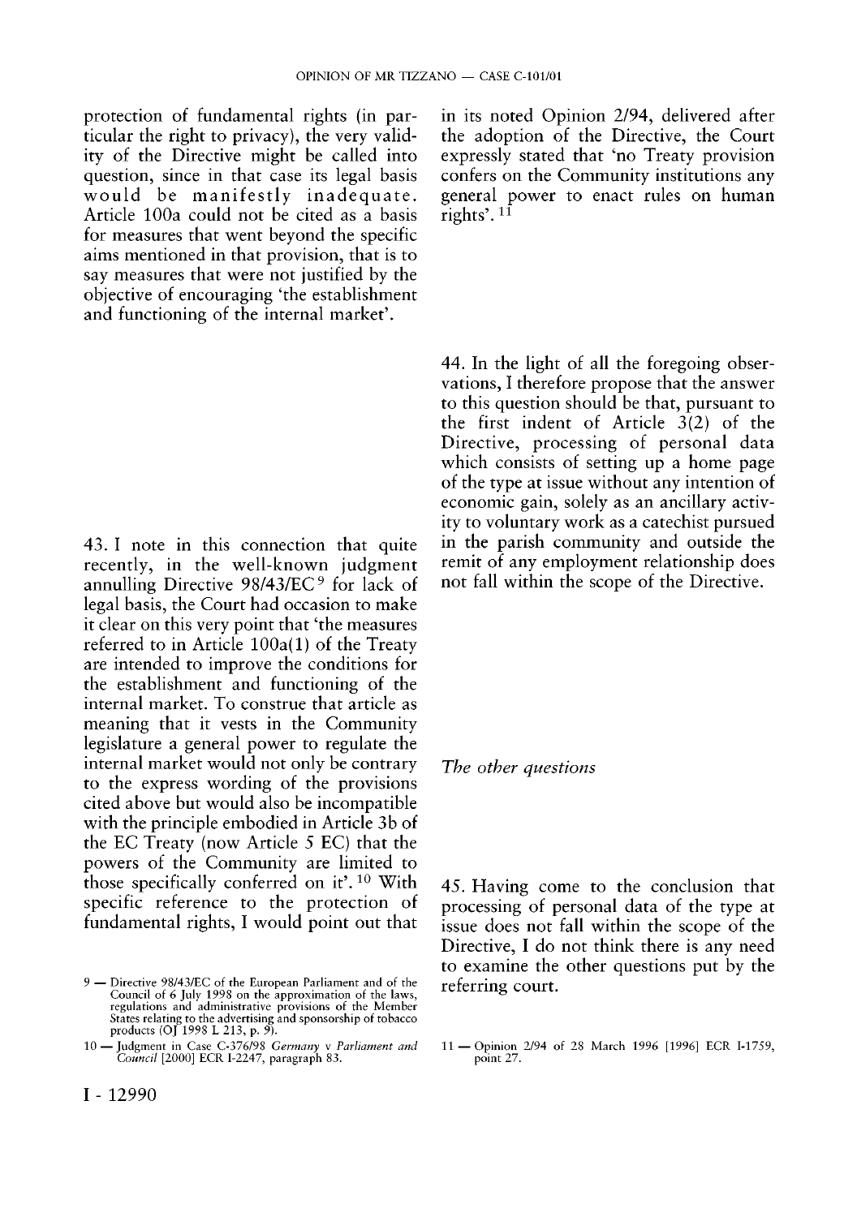protection of fundamental rights (in particular the right to privacy), the very validity of the Directive might be called into question, since in that case its legal basis would be manifestly inadequate. Article 100a could not be cited as a basis for measures that went beyond the specific aims mentioned in that provision, that is to say measures that were not justified by the objective of encouraging 'the establishment and functioning of the internal market'.

43. I note in this connection that quite recently, in the well-known judgment annulling Directive 98/43/EC[9] for lack of legal basis, the Court had occasion to make it clear on this very point that 'the measures referred to in Article 100a(1) of the Treaty are intended to improve the conditions for the establishment and functioning of the internal market. To construe that article as meaning that it vests in the Community legislature a general power to regulate the internal market would not only be contrary to the express wording of the provisions cited above but would also be incompatible with the principle embodied in Article 3b of the EC Treaty (now Article 5 EC) that the powers of the Community are limited to those specifically conferred on it'.[10] With specific reference to the protection of fundamental rights, I would point out that in its noted Opinion 2/94, delivered after the adoption of the Directive, the Court expressly stated that 'no Treaty provision confers on the Community institutions any general power to enact rules on human rights'.[11]

44. In the light of all the foregoing observations, I therefore propose that the answer to this question should be that, pursuant to the first indent of Article 3(2) of the Directive, processing of personal data which consists of setting up a home page of the type at issue without any intention of economic gain, solely as an ancillary activity to voluntary work as a catechist pursued in the parish community and outside the remit of any employment relationship does not fall within the scope of the Directive.

*The other questions*

45. Having come to the conclusion that processing of personal data of the type at issue does not fall within the scope of the Directive, I do not think there is any need to examine the other questions put by the referring court.

9 — Directive 98/43/EC of the European Parliament and of the Council of 6 July 1998 on the approximation of the laws, regulations and administrative provisions of the Member States relating to the advertising and sponsorship of tobacco products (OJ 1998 L 213, p. 9).

10 — Judgment in Case C-376/98 *Germany* v *Parliament and Council* [2000] ECR I-2247, paragraph 83.

11 — Opinion 2/94 of 28 March 1996 [1996] ECR I-1759, point 27.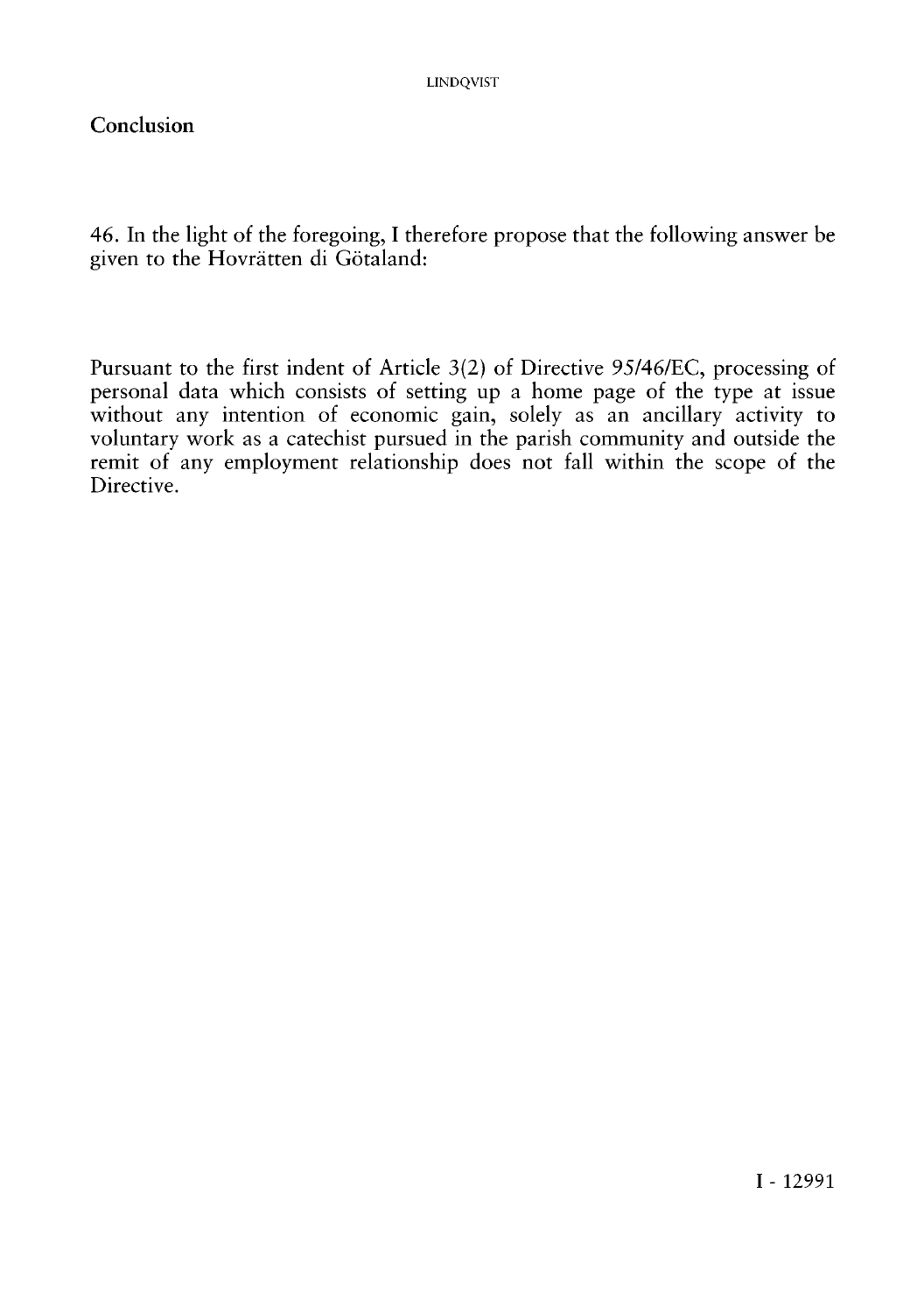## Conclusion

46. In the light of the foregoing, I therefore propose that the following answer be given to the Hovrätten di Götaland:

Pursuant to the first indent of Article 3(2) of Directive 95/46/EC, processing of personal data which consists of setting up a home page of the type at issue without any intention of economic gain, solely as an ancillary activity to voluntary work as a catechist pursued in the parish community and outside the remit of any employment relationship does not fall within the scope of the Directive.